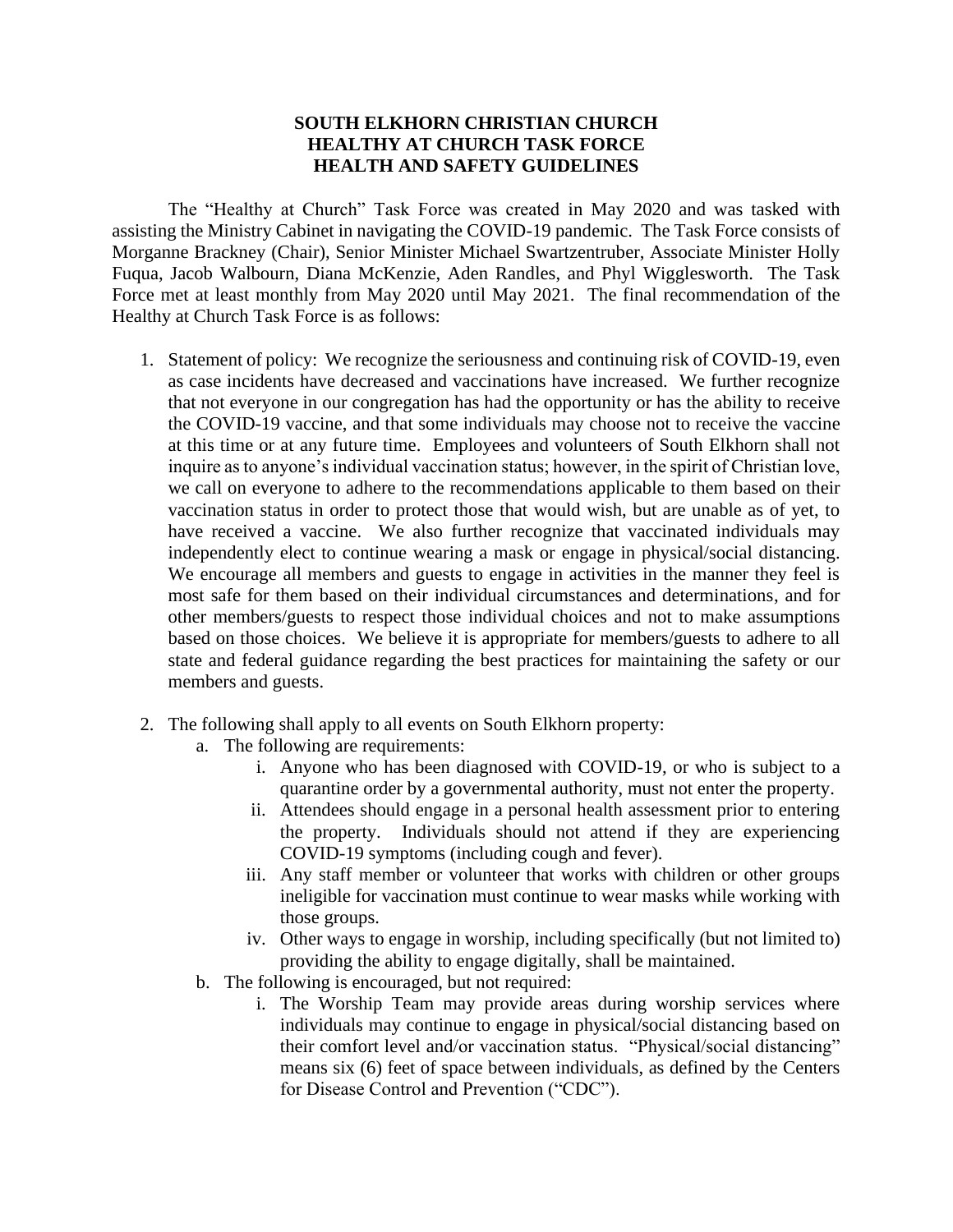# SOUTH ELKHORN CHRISTIAN CHURCH
# HEALTHY AT CHURCH TASK FORCE
# HEALTH AND SAFETY GUIDELINES

The "Healthy at Church" Task Force was created in May 2020 and was tasked with assisting the Ministry Cabinet in navigating the COVID-19 pandemic. The Task Force consists of Morganne Brackney (Chair), Senior Minister Michael Swartzentruber, Associate Minister Holly Fuqua, Jacob Walbourn, Diana McKenzie, Aden Randles, and Phyl Wigglesworth. The Task Force met at least monthly from May 2020 until May 2021. The final recommendation of the Healthy at Church Task Force is as follows:

1. Statement of policy: We recognize the seriousness and continuing risk of COVID-19, even as case incidents have decreased and vaccinations have increased. We further recognize that not everyone in our congregation has had the opportunity or has the ability to receive the COVID-19 vaccine, and that some individuals may choose not to receive the vaccine at this time or at any future time. Employees and volunteers of South Elkhorn shall not inquire as to anyone's individual vaccination status; however, in the spirit of Christian love, we call on everyone to adhere to the recommendations applicable to them based on their vaccination status in order to protect those that would wish, but are unable as of yet, to have received a vaccine. We also further recognize that vaccinated individuals may independently elect to continue wearing a mask or engage in physical/social distancing. We encourage all members and guests to engage in activities in the manner they feel is most safe for them based on their individual circumstances and determinations, and for other members/guests to respect those individual choices and not to make assumptions based on those choices. We believe it is appropriate for members/guests to adhere to all state and federal guidance regarding the best practices for maintaining the safety or our members and guests.

2. The following shall apply to all events on South Elkhorn property:
   a. The following are requirements:
      i. Anyone who has been diagnosed with COVID-19, or who is subject to a quarantine order by a governmental authority, must not enter the property.
      ii. Attendees should engage in a personal health assessment prior to entering the property. Individuals should not attend if they are experiencing COVID-19 symptoms (including cough and fever).
      iii. Any staff member or volunteer that works with children or other groups ineligible for vaccination must continue to wear masks while working with those groups.
      iv. Other ways to engage in worship, including specifically (but not limited to) providing the ability to engage digitally, shall be maintained.
   b. The following is encouraged, but not required:
      i. The Worship Team may provide areas during worship services where individuals may continue to engage in physical/social distancing based on their comfort level and/or vaccination status. "Physical/social distancing" means six (6) feet of space between individuals, as defined by the Centers for Disease Control and Prevention ("CDC").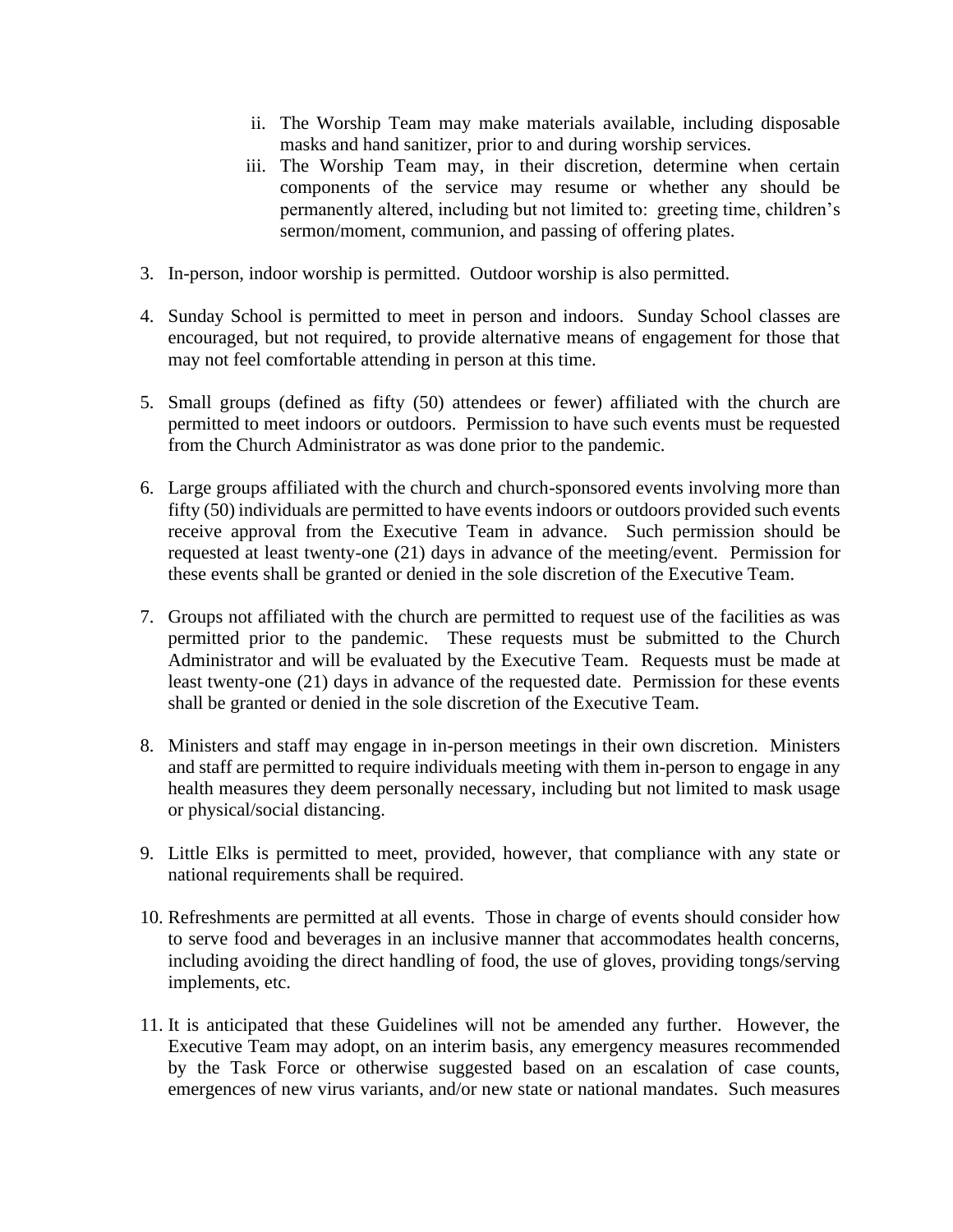ii. The Worship Team may make materials available, including disposable masks and hand sanitizer, prior to and during worship services.
   iii. The Worship Team may, in their discretion, determine when certain components of the service may resume or whether any should be permanently altered, including but not limited to: greeting time, children's sermon/moment, communion, and passing of offering plates.

3. In-person, indoor worship is permitted. Outdoor worship is also permitted.

4. Sunday School is permitted to meet in person and indoors. Sunday School classes are encouraged, but not required, to provide alternative means of engagement for those that may not feel comfortable attending in person at this time.

5. Small groups (defined as fifty (50) attendees or fewer) affiliated with the church are permitted to meet indoors or outdoors. Permission to have such events must be requested from the Church Administrator as was done prior to the pandemic.

6. Large groups affiliated with the church and church-sponsored events involving more than fifty (50) individuals are permitted to have events indoors or outdoors provided such events receive approval from the Executive Team in advance. Such permission should be requested at least twenty-one (21) days in advance of the meeting/event. Permission for these events shall be granted or denied in the sole discretion of the Executive Team.

7. Groups not affiliated with the church are permitted to request use of the facilities as was permitted prior to the pandemic. These requests must be submitted to the Church Administrator and will be evaluated by the Executive Team. Requests must be made at least twenty-one (21) days in advance of the requested date. Permission for these events shall be granted or denied in the sole discretion of the Executive Team.

8. Ministers and staff may engage in in-person meetings in their own discretion. Ministers and staff are permitted to require individuals meeting with them in-person to engage in any health measures they deem personally necessary, including but not limited to mask usage or physical/social distancing.

9. Little Elks is permitted to meet, provided, however, that compliance with any state or national requirements shall be required.

10. Refreshments are permitted at all events. Those in charge of events should consider how to serve food and beverages in an inclusive manner that accommodates health concerns, including avoiding the direct handling of food, the use of gloves, providing tongs/serving implements, etc.

11. It is anticipated that these Guidelines will not be amended any further. However, the Executive Team may adopt, on an interim basis, any emergency measures recommended by the Task Force or otherwise suggested based on an escalation of case counts, emergences of new virus variants, and/or new state or national mandates. Such measures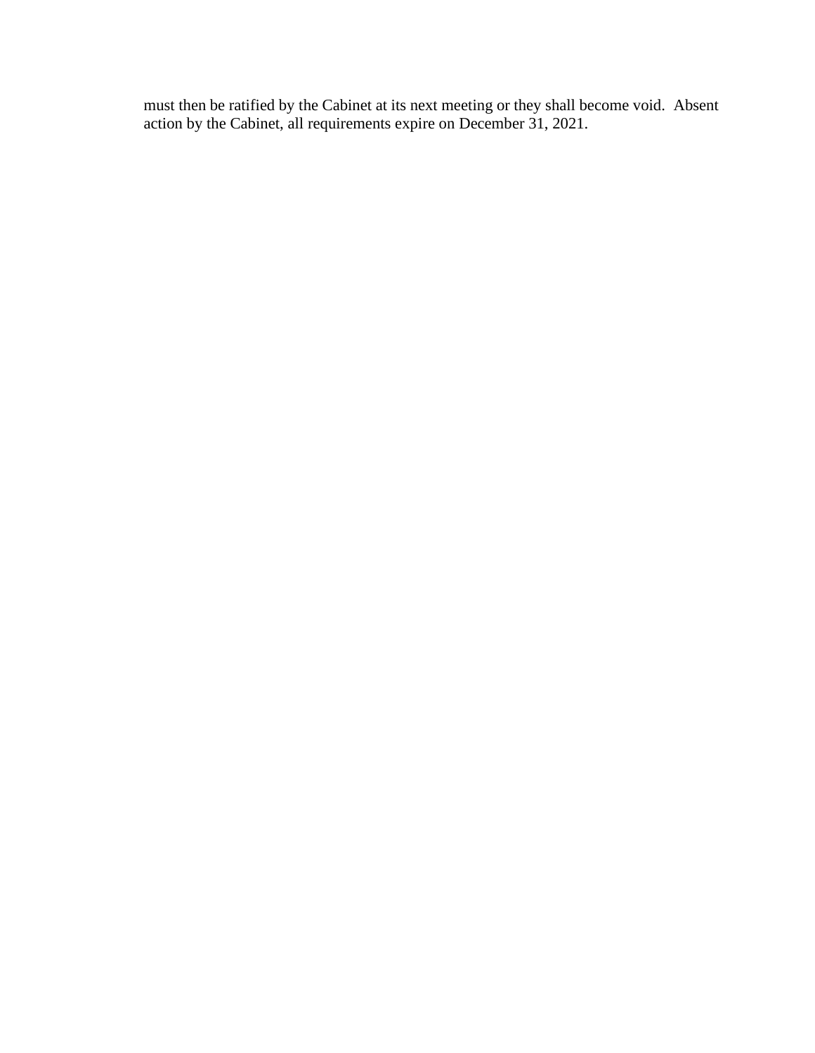must then be ratified by the Cabinet at its next meeting or they shall become void. Absent action by the Cabinet, all requirements expire on December 31, 2021.